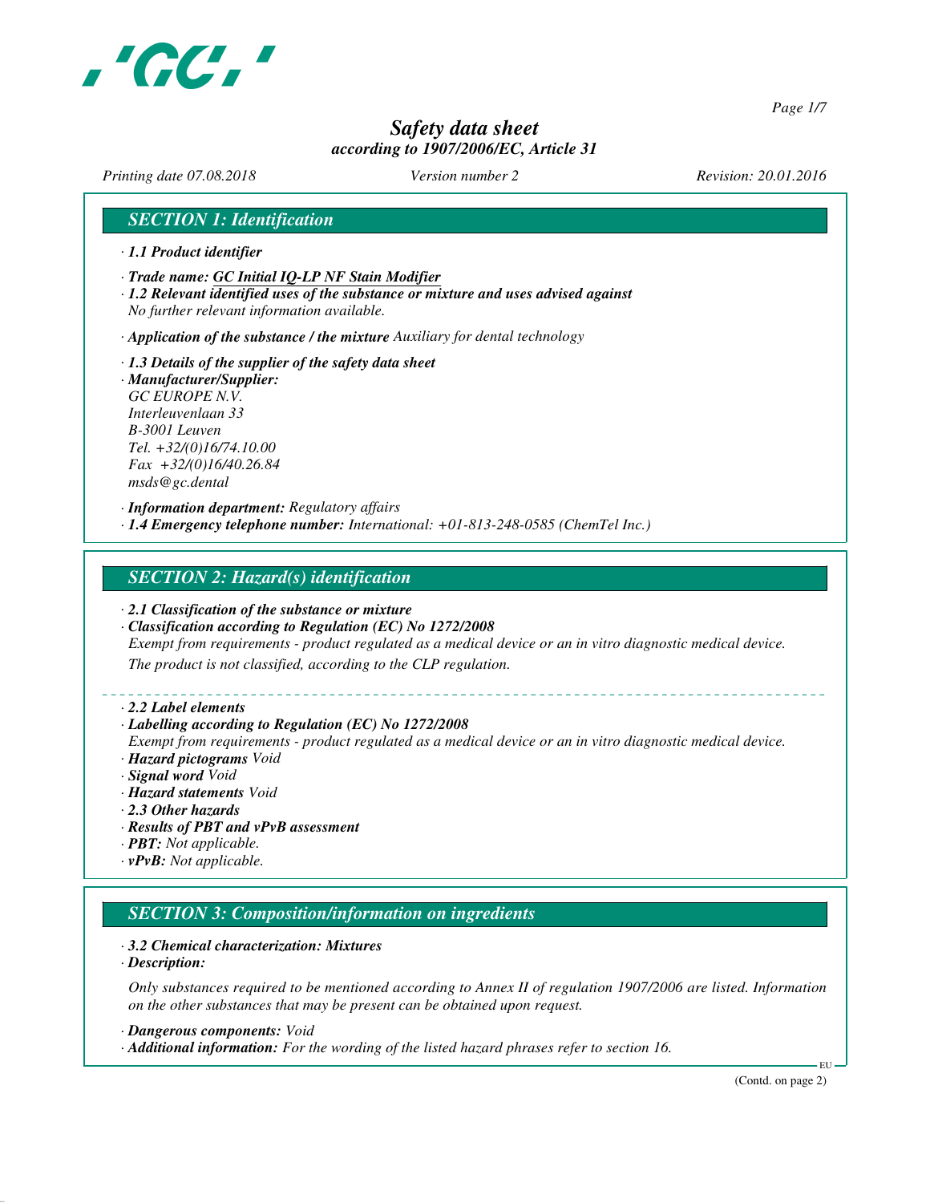# Safety data sheet

*according to 1907/2006/EC, Article 31*

*Printing date 07.08.2018* *Version number 2* *Revision: 20.01.2016*

## SECTION 1: Identification

· **1.1 Product identifier**

· **Trade name: GC Initial IQ-LP NF Stain Modifier**

· **1.2 Relevant identified uses of the substance or mixture and uses advised against**
No further relevant information available.

· **Application of the substance / the mixture** Auxiliary for dental technology

· **1.3 Details of the supplier of the safety data sheet**

· **Manufacturer/Supplier:**
GC EUROPE N.V.
Interleuvenlaan 33
B-3001 Leuven
Tel. +32/(0)16/74.10.00
Fax +32/(0)16/40.26.84
msds@gc.dental

· **Information department:** Regulatory affairs

· **1.4 Emergency telephone number:** International: +01-813-248-0585 (ChemTel Inc.)

## SECTION 2: Hazard(s) identification

· **2.1 Classification of the substance or mixture**

· **Classification according to Regulation (EC) No 1272/2008**
Exempt from requirements - product regulated as a medical device or an in vitro diagnostic medical device.
The product is not classified, according to the CLP regulation.

· **2.2 Label elements**

· **Labelling according to Regulation (EC) No 1272/2008**
Exempt from requirements - product regulated as a medical device or an in vitro diagnostic medical device.

· **Hazard pictograms** Void

· **Signal word** Void

· **Hazard statements** Void

· **2.3 Other hazards**

· **Results of PBT and vPvB assessment**

· **PBT:** Not applicable.

· **vPvB:** Not applicable.

## SECTION 3: Composition/information on ingredients

· **3.2 Chemical characterization: Mixtures**

· **Description:**

Only substances required to be mentioned according to Annex II of regulation 1907/2006 are listed. Information on the other substances that may be present can be obtained upon request.

· **Dangerous components:** Void

· **Additional information:** For the wording of the listed hazard phrases refer to section 16.

(Contd. on page 2)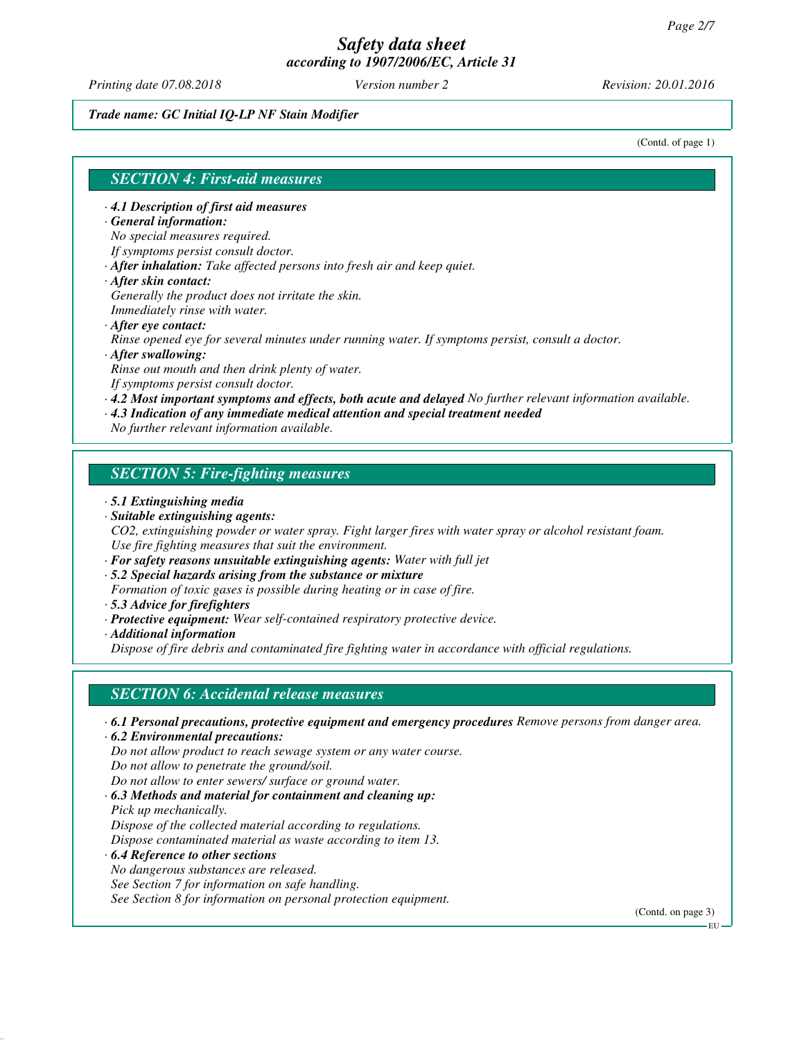# Safety data sheet
## according to 1907/2006/EC, Article 31

*Printing date 07.08.2018* *Version number 2* *Revision: 20.01.2016*

***Trade name: GC Initial IQ-LP NF Stain Modifier***

(Contd. of page 1)

## SECTION 4: First-aid measures

- ***4.1 Description of first aid measures***
- ***General information:***
  *No special measures required.*
  *If symptoms persist consult doctor.*
- ***After inhalation:*** *Take affected persons into fresh air and keep quiet.*
- ***After skin contact:***
  *Generally the product does not irritate the skin.*
  *Immediately rinse with water.*
- ***After eye contact:***
  *Rinse opened eye for several minutes under running water. If symptoms persist, consult a doctor.*
- ***After swallowing:***
  *Rinse out mouth and then drink plenty of water.*
  *If symptoms persist consult doctor.*
- ***4.2 Most important symptoms and effects, both acute and delayed*** *No further relevant information available.*
- ***4.3 Indication of any immediate medical attention and special treatment needed***
  *No further relevant information available.*

## SECTION 5: Fire-fighting measures

- ***5.1 Extinguishing media***
- ***Suitable extinguishing agents:***
  *CO2, extinguishing powder or water spray. Fight larger fires with water spray or alcohol resistant foam.*
  *Use fire fighting measures that suit the environment.*
- ***For safety reasons unsuitable extinguishing agents:*** *Water with full jet*
- ***5.2 Special hazards arising from the substance or mixture***
  *Formation of toxic gases is possible during heating or in case of fire.*
- ***5.3 Advice for firefighters***
- ***Protective equipment:*** *Wear self-contained respiratory protective device.*
- ***Additional information***
  *Dispose of fire debris and contaminated fire fighting water in accordance with official regulations.*

## SECTION 6: Accidental release measures

- ***6.1 Personal precautions, protective equipment and emergency procedures*** *Remove persons from danger area.*
- ***6.2 Environmental precautions:***
  *Do not allow product to reach sewage system or any water course.*
  *Do not allow to penetrate the ground/soil.*
  *Do not allow to enter sewers/ surface or ground water.*
- ***6.3 Methods and material for containment and cleaning up:***
  *Pick up mechanically.*
  *Dispose of the collected material according to regulations.*
  *Dispose contaminated material as waste according to item 13.*
- ***6.4 Reference to other sections***
  *No dangerous substances are released.*
  *See Section 7 for information on safe handling.*
  *See Section 8 for information on personal protection equipment.*

(Contd. on page 3)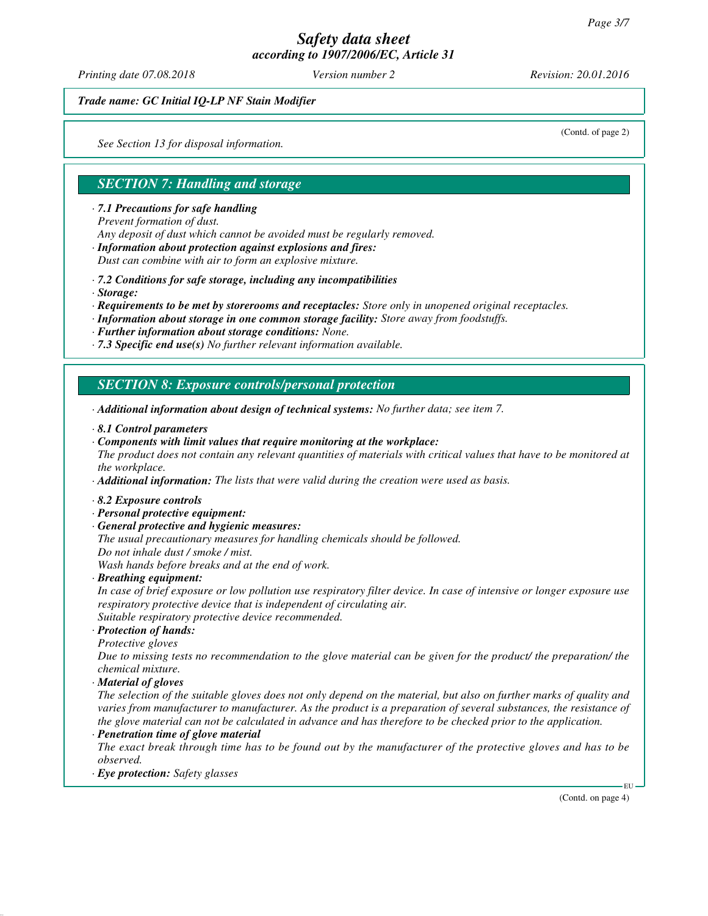*Trade name: GC Initial IQ-LP NF Stain Modifier*

(Contd. of page 2)

*See Section 13 for disposal information.*

## SECTION 7: Handling and storage

· ***7.1 Precautions for safe handling***
*Prevent formation of dust.*
*Any deposit of dust which cannot be avoided must be regularly removed.*
· ***Information about protection against explosions and fires:***
*Dust can combine with air to form an explosive mixture.*

· ***7.2 Conditions for safe storage, including any incompatibilities***
· ***Storage:***
· ***Requirements to be met by storerooms and receptacles:*** *Store only in unopened original receptacles.*
· ***Information about storage in one common storage facility:*** *Store away from foodstuffs.*
· ***Further information about storage conditions:*** *None.*
· ***7.3 Specific end use(s)*** *No further relevant information available.*

## SECTION 8: Exposure controls/personal protection

· ***Additional information about design of technical systems:*** *No further data; see item 7.*

· ***8.1 Control parameters***
· ***Components with limit values that require monitoring at the workplace:***
*The product does not contain any relevant quantities of materials with critical values that have to be monitored at the workplace.*
· ***Additional information:*** *The lists that were valid during the creation were used as basis.*

· ***8.2 Exposure controls***
· ***Personal protective equipment:***
· ***General protective and hygienic measures:***
*The usual precautionary measures for handling chemicals should be followed.*
*Do not inhale dust / smoke / mist.*
*Wash hands before breaks and at the end of work.*
· ***Breathing equipment:***
*In case of brief exposure or low pollution use respiratory filter device. In case of intensive or longer exposure use respiratory protective device that is independent of circulating air.*
*Suitable respiratory protective device recommended.*
· ***Protection of hands:***
*Protective gloves*
*Due to missing tests no recommendation to the glove material can be given for the product/ the preparation/ the chemical mixture.*
· ***Material of gloves***
*The selection of the suitable gloves does not only depend on the material, but also on further marks of quality and varies from manufacturer to manufacturer. As the product is a preparation of several substances, the resistance of the glove material can not be calculated in advance and has therefore to be checked prior to the application.*
· ***Penetration time of glove material***
*The exact break through time has to be found out by the manufacturer of the protective gloves and has to be observed.*
· ***Eye protection:*** *Safety glasses*

(Contd. on page 4)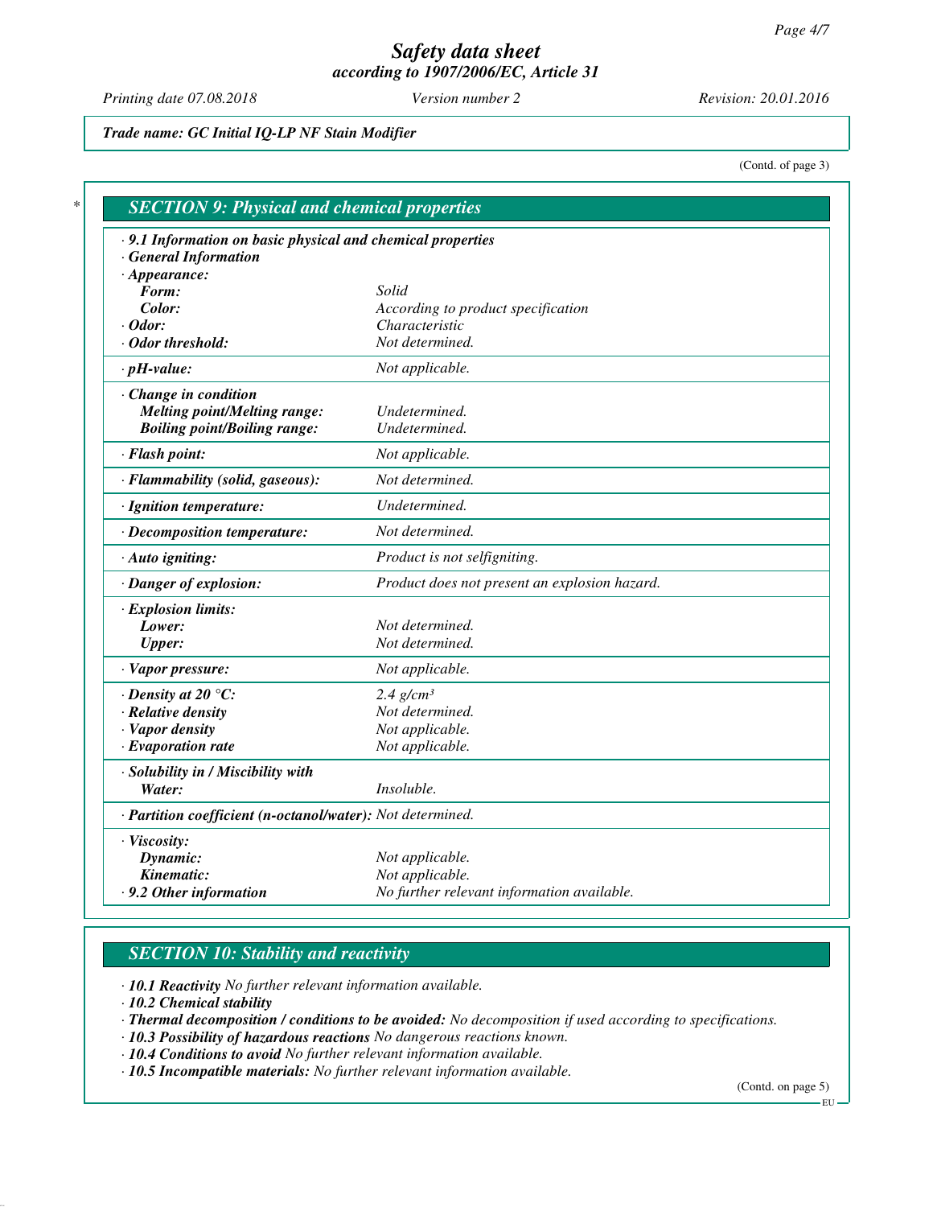*Trade name: GC Initial IQ-LP NF Stain Modifier*

(Contd. of page 3)

## SECTION 9: Physical and chemical properties

| | |
|---|---|
| · **9.1 Information on basic physical and chemical properties** | |
| · **General Information** | |
| · **Appearance:** | |
| **Form:** | Solid |
| **Color:** | According to product specification |
| · **Odor:** | Characteristic |
| · **Odor threshold:** | Not determined. |
| · **pH-value:** | Not applicable. |
| · **Change in condition** | |
| **Melting point/Melting range:** | Undetermined. |
| **Boiling point/Boiling range:** | Undetermined. |
| · **Flash point:** | Not applicable. |
| · **Flammability (solid, gaseous):** | Not determined. |
| · **Ignition temperature:** | Undetermined. |
| · **Decomposition temperature:** | Not determined. |
| · **Auto igniting:** | Product is not selfigniting. |
| · **Danger of explosion:** | Product does not present an explosion hazard. |
| · **Explosion limits:** | |
| **Lower:** | Not determined. |
| **Upper:** | Not determined. |
| · **Vapor pressure:** | Not applicable. |
| · **Density at 20 °C:** | 2.4 $g/cm^3$ |
| · **Relative density** | Not determined. |
| · **Vapor density** | Not applicable. |
| · **Evaporation rate** | Not applicable. |
| · **Solubility in / Miscibility with** | |
| **Water:** | Insoluble. |
| · **Partition coefficient (n-octanol/water):** | Not determined. |
| · **Viscosity:** | |
| **Dynamic:** | Not applicable. |
| **Kinematic:** | Not applicable. |
| · **9.2 Other information** | No further relevant information available. |

## SECTION 10: Stability and reactivity

· **10.1 Reactivity** No further relevant information available.
· **10.2 Chemical stability**
· **Thermal decomposition / conditions to be avoided:** No decomposition if used according to specifications.
· **10.3 Possibility of hazardous reactions** No dangerous reactions known.
· **10.4 Conditions to avoid** No further relevant information available.
· **10.5 Incompatible materials:** No further relevant information available.

(Contd. on page 5)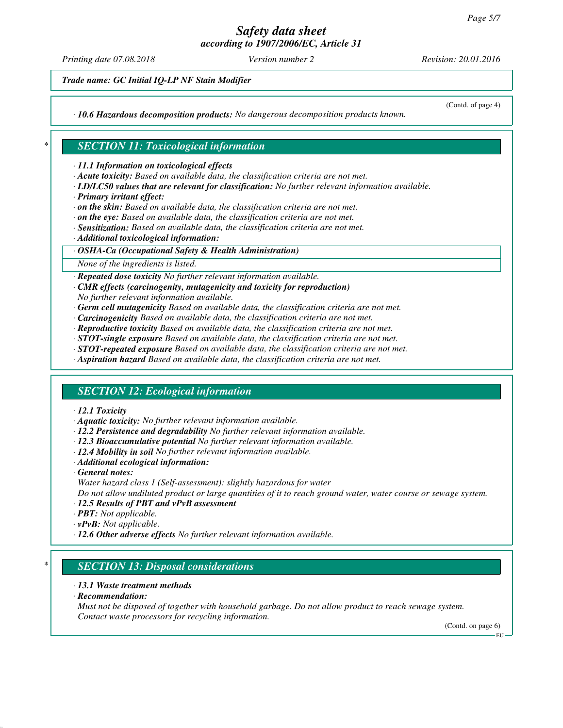*Trade name: GC Initial IQ-LP NF Stain Modifier*

(Contd. of page 4)

· ***10.6 Hazardous decomposition products:*** *No dangerous decomposition products known.*

## *SECTION 11: Toxicological information*

· ***11.1 Information on toxicological effects***
· ***Acute toxicity:*** *Based on available data, the classification criteria are not met.*
· ***LD/LC50 values that are relevant for classification:*** *No further relevant information available.*
· ***Primary irritant effect:***
· ***on the skin:*** *Based on available data, the classification criteria are not met.*
· ***on the eye:*** *Based on available data, the classification criteria are not met.*
· ***Sensitization:*** *Based on available data, the classification criteria are not met.*
· ***Additional toxicological information:***

· ***OSHA-Ca (Occupational Safety & Health Administration)***

*None of the ingredients is listed.*

· ***Repeated dose toxicity*** *No further relevant information available.*
· ***CMR effects (carcinogenity, mutagenicity and toxicity for reproduction)***
*No further relevant information available.*
· ***Germ cell mutagenicity*** *Based on available data, the classification criteria are not met.*
· ***Carcinogenicity*** *Based on available data, the classification criteria are not met.*
· ***Reproductive toxicity*** *Based on available data, the classification criteria are not met.*
· ***STOT-single exposure*** *Based on available data, the classification criteria are not met.*
· ***STOT-repeated exposure*** *Based on available data, the classification criteria are not met.*
· ***Aspiration hazard*** *Based on available data, the classification criteria are not met.*

## *SECTION 12: Ecological information*

· ***12.1 Toxicity***
· ***Aquatic toxicity:*** *No further relevant information available.*
· ***12.2 Persistence and degradability*** *No further relevant information available.*
· ***12.3 Bioaccumulative potential*** *No further relevant information available.*
· ***12.4 Mobility in soil*** *No further relevant information available.*
· ***Additional ecological information:***
· ***General notes:***
*Water hazard class 1 (Self-assessment): slightly hazardous for water*
*Do not allow undiluted product or large quantities of it to reach ground water, water course or sewage system.*
· ***12.5 Results of PBT and vPvB assessment***
· ***PBT:*** *Not applicable.*
· ***vPvB:*** *Not applicable.*
· ***12.6 Other adverse effects*** *No further relevant information available.*

## *SECTION 13: Disposal considerations*

· ***13.1 Waste treatment methods***
· ***Recommendation:***
*Must not be disposed of together with household garbage. Do not allow product to reach sewage system.*
*Contact waste processors for recycling information.*

(Contd. on page 6)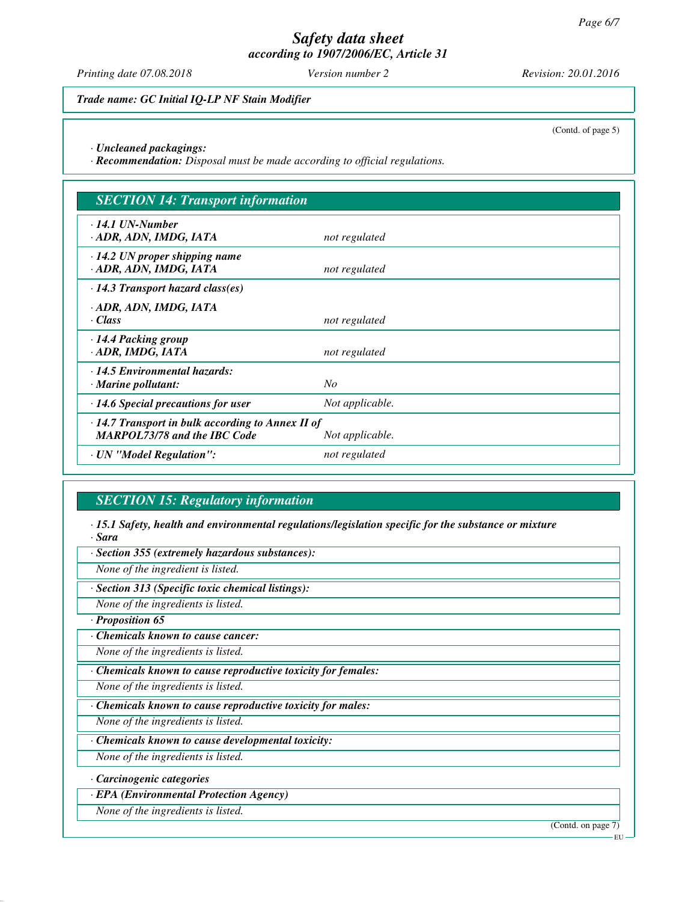*Trade name: GC Initial IQ-LP NF Stain Modifier*

(Contd. of page 5)

· ***Uncleaned packagings:***
· ***Recommendation:*** *Disposal must be made according to official regulations.*

## SECTION 14: Transport information

| | |
|---|---|
| · **14.1 UN-Number**<br>· **ADR, ADN, IMDG, IATA** | *not regulated* |
| · **14.2 UN proper shipping name**<br>· **ADR, ADN, IMDG, IATA** | *not regulated* |
| · **14.3 Transport hazard class(es)**<br>· **ADR, ADN, IMDG, IATA**<br>· **Class** | *not regulated* |
| · **14.4 Packing group**<br>· **ADR, IMDG, IATA** | *not regulated* |
| · **14.5 Environmental hazards:**<br>· **Marine pollutant:** | *No* |
| · **14.6 Special precautions for user** | *Not applicable.* |
| · **14.7 Transport in bulk according to Annex II of MARPOL73/78 and the IBC Code** | *Not applicable.* |
| · **UN "Model Regulation":** | *not regulated* |

## SECTION 15: Regulatory information

· ***15.1 Safety, health and environmental regulations/legislation specific for the substance or mixture***
· ***Sara***

· ***Section 355 (extremely hazardous substances):***
*None of the ingredient is listed.*

· ***Section 313 (Specific toxic chemical listings):***
*None of the ingredients is listed.*

· ***Proposition 65***

· ***Chemicals known to cause cancer:***
*None of the ingredients is listed.*

· ***Chemicals known to cause reproductive toxicity for females:***
*None of the ingredients is listed.*

· ***Chemicals known to cause reproductive toxicity for males:***
*None of the ingredients is listed.*

· ***Chemicals known to cause developmental toxicity:***
*None of the ingredients is listed.*

· ***Carcinogenic categories***

· ***EPA (Environmental Protection Agency)***
*None of the ingredients is listed.*

(Contd. on page 7)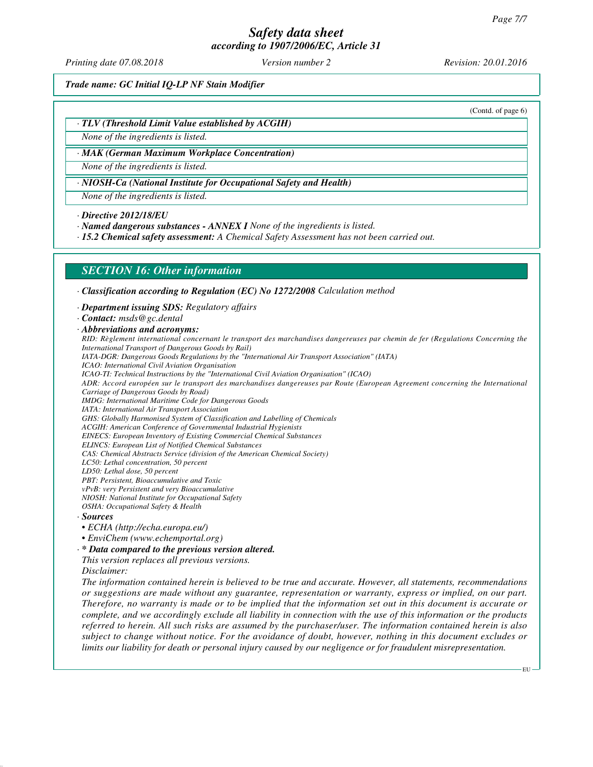*Trade name: GC Initial IQ-LP NF Stain Modifier*

(Contd. of page 6)

· **TLV (Threshold Limit Value established by ACGIH)**

None of the ingredients is listed.

· **MAK (German Maximum Workplace Concentration)**

None of the ingredients is listed.

· **NIOSH-Ca (National Institute for Occupational Safety and Health)**

None of the ingredients is listed.

· **Directive 2012/18/EU**

· **Named dangerous substances - ANNEX I** None of the ingredients is listed.

· **15.2 Chemical safety assessment:** A Chemical Safety Assessment has not been carried out.

## SECTION 16: Other information

· **Classification according to Regulation (EC) No 1272/2008** Calculation method

· **Department issuing SDS:** Regulatory affairs

· **Contact:** msds@gc.dental

· **Abbreviations and acronyms:**

RID: Règlement international concernant le transport des marchandises dangereuses par chemin de fer (Regulations Concerning the International Transport of Dangerous Goods by Rail)
IATA-DGR: Dangerous Goods Regulations by the "International Air Transport Association" (IATA)
ICAO: International Civil Aviation Organisation
ICAO-TI: Technical Instructions by the "International Civil Aviation Organisation" (ICAO)
ADR: Accord européen sur le transport des marchandises dangereuses par Route (European Agreement concerning the International Carriage of Dangerous Goods by Road)
IMDG: International Maritime Code for Dangerous Goods
IATA: International Air Transport Association
GHS: Globally Harmonised System of Classification and Labelling of Chemicals
ACGIH: American Conference of Governmental Industrial Hygienists
EINECS: European Inventory of Existing Commercial Chemical Substances
ELINCS: European List of Notified Chemical Substances
CAS: Chemical Abstracts Service (division of the American Chemical Society)
LC50: Lethal concentration, 50 percent
LD50: Lethal dose, 50 percent
PBT: Persistent, Bioaccumulative and Toxic
vPvB: very Persistent and very Bioaccumulative
NIOSH: National Institute for Occupational Safety
OSHA: Occupational Safety & Health

· **Sources**

- ECHA (http://echa.europa.eu/)
- EnviChem (www.echemportal.org)

· *** Data compared to the previous version altered.**

This version replaces all previous versions.

Disclaimer:

The information contained herein is believed to be true and accurate. However, all statements, recommendations or suggestions are made without any guarantee, representation or warranty, express or implied, on our part. Therefore, no warranty is made or to be implied that the information set out in this document is accurate or complete, and we accordingly exclude all liability in connection with the use of this information or the products referred to herein. All such risks are assumed by the purchaser/user. The information contained herein is also subject to change without notice. For the avoidance of doubt, however, nothing in this document excludes or limits our liability for death or personal injury caused by our negligence or for fraudulent misrepresentation.